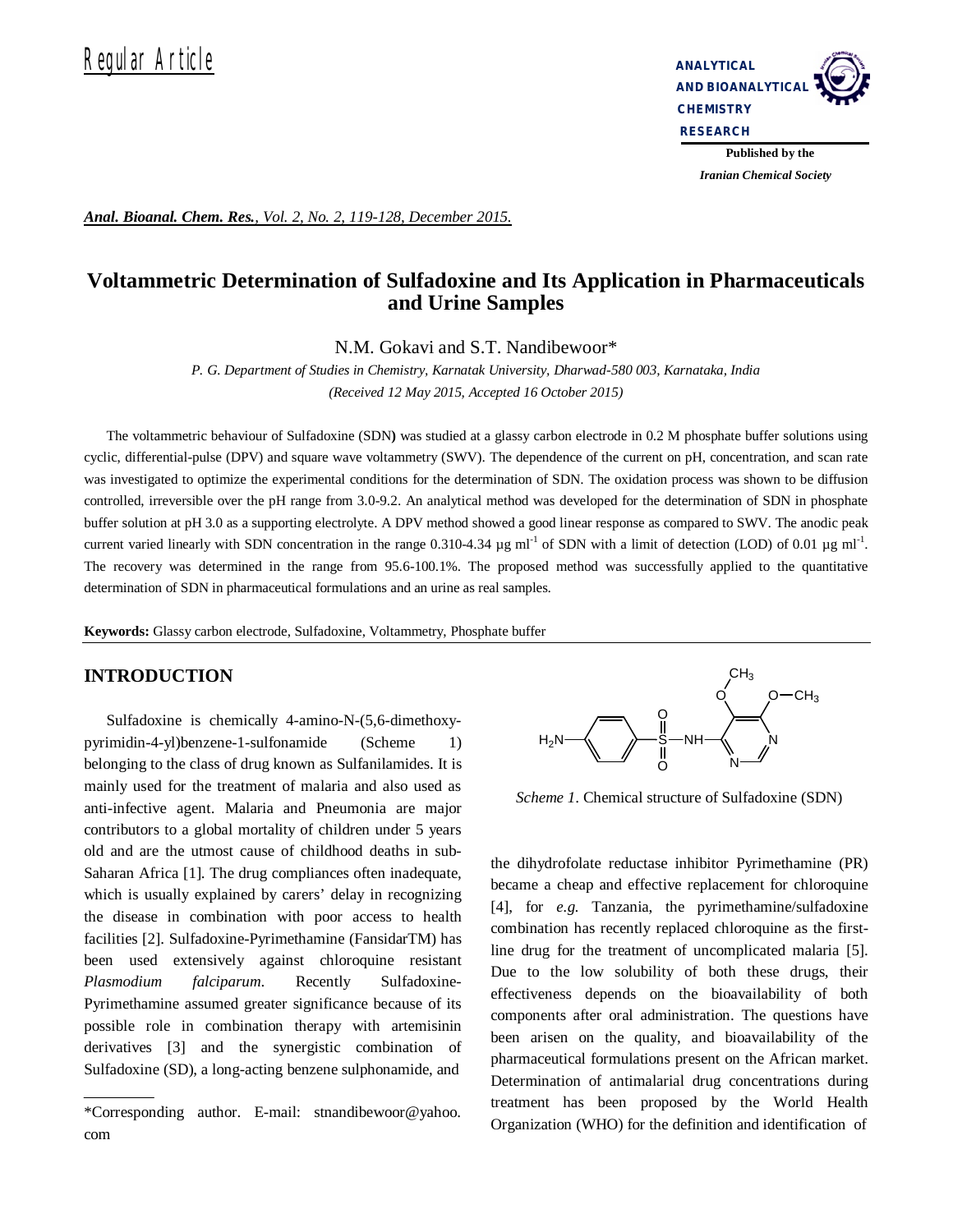Regular Article

ANALYTICAL AND BIOANALYTICAL CHEMISTRY RESEARCH

Published by the *Iranian Chemical Society*

*Anal. Bioanal. Chem. Res., Vol. 2, No. 2, 119-128, December 2015.*

# Voltammetric Determination of Sulfadoxine and Its Application in Pharmaceuticals and Urine Samples

N.M. Gokavi and S.T. Nandibewoor*

*P. G. Department of Studies in Chemistry, Karnatak University, Dharwad-580 003, Karnataka, India*

*(Received 12 May 2015, Accepted 16 October 2015)*

The voltammetric behaviour of Sulfadoxine (SDN**)** was studied at a glassy carbon electrode in 0.2 M phosphate buffer solutions using cyclic, differential-pulse (DPV) and square wave voltammetry (SWV). The dependence of the current on pH, concentration, and scan rate was investigated to optimize the experimental conditions for the determination of SDN. The oxidation process was shown to be diffusion controlled, irreversible over the pH range from 3.0-9.2. An analytical method was developed for the determination of SDN in phosphate buffer solution at pH 3.0 as a supporting electrolyte. A DPV method showed a good linear response as compared to SWV. The anodic peak current varied linearly with SDN concentration in the range 0.310-4.34 µg $ml^{-1}$ of SDN with a limit of detection (LOD) of 0.01 µg $ml^{-1}$. The recovery was determined in the range from 95.6-100.1%. The proposed method was successfully applied to the quantitative determination of SDN in pharmaceutical formulations and an urine as real samples.

**Keywords:** Glassy carbon electrode, Sulfadoxine, Voltammetry, Phosphate buffer

## INTRODUCTION

Sulfadoxine is chemically 4-amino-N-(5,6-dimethoxy-pyrimidin-4-yl)benzene-1-sulfonamide (Scheme 1) belonging to the class of drug known as Sulfanilamides. It is mainly used for the treatment of malaria and also used as anti-infective agent. Malaria and Pneumonia are major contributors to a global mortality of children under 5 years old and are the utmost cause of childhood deaths in sub-Saharan Africa [1]. The drug compliances often inadequate, which is usually explained by carers' delay in recognizing the disease in combination with poor access to health facilities [2]. Sulfadoxine-Pyrimethamine (FansidarTM) has been used extensively against chloroquine resistant *Plasmodium falciparum*. Recently Sulfadoxine-Pyrimethamine assumed greater significance because of its possible role in combination therapy with artemisinin derivatives [3] and the synergistic combination of Sulfadoxine (SD), a long-acting benzene sulphonamide, and the dihydrofolate reductase inhibitor Pyrimethamine (PR) became a cheap and effective replacement for chloroquine [4], for *e.g.* Tanzania, the pyrimethamine/sulfadoxine combination has recently replaced chloroquine as the first-line drug for the treatment of uncomplicated malaria [5]. Due to the low solubility of both these drugs, their effectiveness depends on the bioavailability of both components after oral administration. The questions have been arisen on the quality, and bioavailability of the pharmaceutical formulations present on the African market. Determination of antimalarial drug concentrations during treatment has been proposed by the World Health Organization (WHO) for the definition and identification of

*Scheme 1.* Chemical structure of Sulfadoxine (SDN)

---

*Corresponding author. E-mail: stnandibewoor@yahoo.com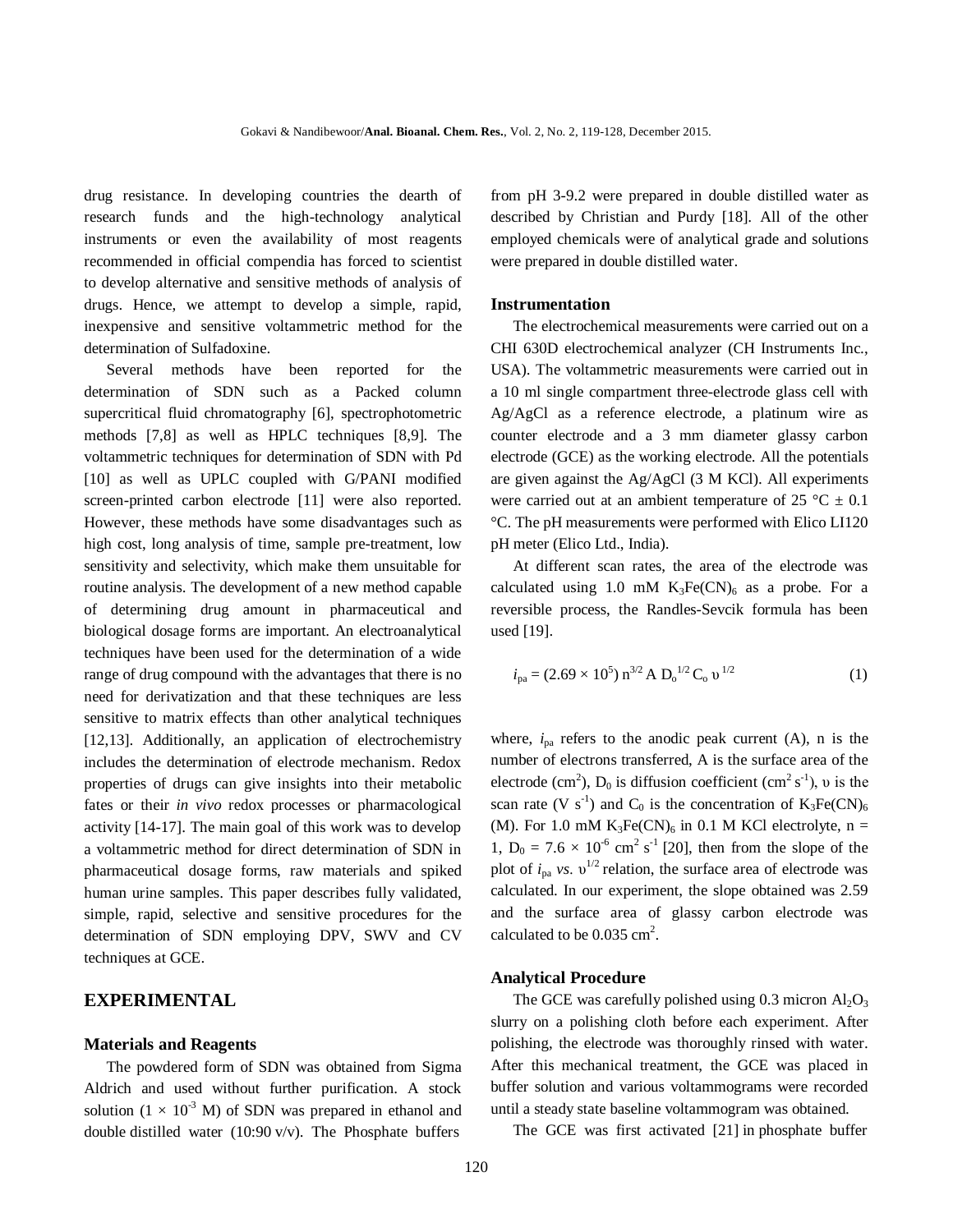drug resistance. In developing countries the dearth of research funds and the high-technology analytical instruments or even the availability of most reagents recommended in official compendia has forced to scientist to develop alternative and sensitive methods of analysis of drugs. Hence, we attempt to develop a simple, rapid, inexpensive and sensitive voltammetric method for the determination of Sulfadoxine.

Several methods have been reported for the determination of SDN such as a Packed column supercritical fluid chromatography [6], spectrophotometric methods [7,8] as well as HPLC techniques [8,9]. The voltammetric techniques for determination of SDN with Pd [10] as well as UPLC coupled with G/PANI modified screen-printed carbon electrode [11] were also reported. However, these methods have some disadvantages such as high cost, long analysis of time, sample pre-treatment, low sensitivity and selectivity, which make them unsuitable for routine analysis. The development of a new method capable of determining drug amount in pharmaceutical and biological dosage forms are important. An electroanalytical techniques have been used for the determination of a wide range of drug compound with the advantages that there is no need for derivatization and that these techniques are less sensitive to matrix effects than other analytical techniques [12,13]. Additionally, an application of electrochemistry includes the determination of electrode mechanism. Redox properties of drugs can give insights into their metabolic fates or their *in vivo* redox processes or pharmacological activity [14-17]. The main goal of this work was to develop a voltammetric method for direct determination of SDN in pharmaceutical dosage forms, raw materials and spiked human urine samples. This paper describes fully validated, simple, rapid, selective and sensitive procedures for the determination of SDN employing DPV, SWV and CV techniques at GCE.

## EXPERIMENTAL

### Materials and Reagents

The powdered form of SDN was obtained from Sigma Aldrich and used without further purification. A stock solution ($1 \times 10^{-3}$ M) of SDN was prepared in ethanol and double distilled water (10:90 v/v). The Phosphate buffers from pH 3-9.2 were prepared in double distilled water as described by Christian and Purdy [18]. All of the other employed chemicals were of analytical grade and solutions were prepared in double distilled water.

### Instrumentation

The electrochemical measurements were carried out on a CHI 630D electrochemical analyzer (CH Instruments Inc., USA). The voltammetric measurements were carried out in a 10 ml single compartment three-electrode glass cell with Ag/AgCl as a reference electrode, a platinum wire as counter electrode and a 3 mm diameter glassy carbon electrode (GCE) as the working electrode. All the potentials are given against the Ag/AgCl (3 M KCl). All experiments were carried out at an ambient temperature of 25 °C ± 0.1 °C. The pH measurements were performed with Elico LI120 pH meter (Elico Ltd., India).

At different scan rates, the area of the electrode was calculated using 1.0 mM $K_3Fe(CN)_6$ as a probe. For a reversible process, the Randles-Sevcik formula has been used [19].

$$i_{pa} = (2.69 \times 10^5)\, n^{3/2} A D_o^{1/2} C_o \upsilon^{1/2} \quad (1)$$

where, $i_{pa}$ refers to the anodic peak current (A), n is the number of electrons transferred, A is the surface area of the electrode ($cm^2$), $D_0$ is diffusion coefficient ($cm^2 s^{-1}$), $\upsilon$ is the scan rate ($V s^{-1}$) and $C_0$ is the concentration of $K_3Fe(CN)_6$ (M). For 1.0 mM $K_3Fe(CN)_6$ in 0.1 M KCl electrolyte, n = 1, $D_0 = 7.6 \times 10^{-6}$ $cm^2 s^{-1}$ [20], then from the slope of the plot of $i_{pa}$ *vs.* $\upsilon^{1/2}$ relation, the surface area of electrode was calculated. In our experiment, the slope obtained was 2.59 and the surface area of glassy carbon electrode was calculated to be 0.035 $cm^2$.

### Analytical Procedure

The GCE was carefully polished using 0.3 micron $Al_2O_3$ slurry on a polishing cloth before each experiment. After polishing, the electrode was thoroughly rinsed with water. After this mechanical treatment, the GCE was placed in buffer solution and various voltammograms were recorded until a steady state baseline voltammogram was obtained.

The GCE was first activated [21] in phosphate buffer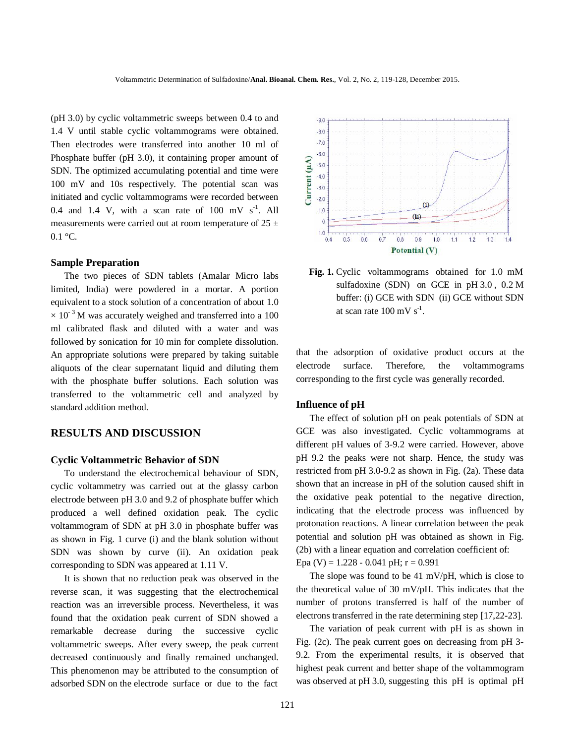(pH 3.0) by cyclic voltammetric sweeps between 0.4 to and 1.4 V until stable cyclic voltammograms were obtained. Then electrodes were transferred into another 10 ml of Phosphate buffer (pH 3.0), it containing proper amount of SDN. The optimized accumulating potential and time were 100 mV and 10s respectively. The potential scan was initiated and cyclic voltammograms were recorded between 0.4 and 1.4 V, with a scan rate of 100 mV $s^{-1}$. All measurements were carried out at room temperature of 25 ± 0.1 °C.

### Sample Preparation

The two pieces of SDN tablets (Amalar Micro labs limited, India) were powdered in a mortar. A portion equivalent to a stock solution of a concentration of about $1.0 \times 10^{-3}$ M was accurately weighed and transferred into a 100 ml calibrated flask and diluted with a water and was followed by sonication for 10 min for complete dissolution. An appropriate solutions were prepared by taking suitable aliquots of the clear supernatant liquid and diluting them with the phosphate buffer solutions. Each solution was transferred to the voltammetric cell and analyzed by standard addition method.

## RESULTS AND DISCUSSION

### Cyclic Voltammetric Behavior of SDN

To understand the electrochemical behaviour of SDN, cyclic voltammetry was carried out at the glassy carbon electrode between pH 3.0 and 9.2 of phosphate buffer which produced a well defined oxidation peak. The cyclic voltammogram of SDN at pH 3.0 in phosphate buffer was as shown in Fig. 1 curve (i) and the blank solution without SDN was shown by curve (ii). An oxidation peak corresponding to SDN was appeared at 1.11 V.

It is shown that no reduction peak was observed in the reverse scan, it was suggesting that the electrochemical reaction was an irreversible process. Nevertheless, it was found that the oxidation peak current of SDN showed a remarkable decrease during the successive cyclic voltammetric sweeps. After every sweep, the peak current decreased continuously and finally remained unchanged. This phenomenon may be attributed to the consumption of adsorbed SDN on the electrode surface or due to the fact that the adsorption of oxidative product occurs at the electrode surface. Therefore, the voltammograms corresponding to the first cycle was generally recorded.

**Fig. 1.** Cyclic voltammograms obtained for 1.0 mM sulfadoxine (SDN) on GCE in pH 3.0 , 0.2 M buffer: (i) GCE with SDN (ii) GCE without SDN at scan rate 100 mV $s^{-1}$.

### Influence of pH

The effect of solution pH on peak potentials of SDN at GCE was also investigated. Cyclic voltammograms at different pH values of 3-9.2 were carried. However, above pH 9.2 the peaks were not sharp. Hence, the study was restricted from pH 3.0-9.2 as shown in Fig. (2a). These data shown that an increase in pH of the solution caused shift in the oxidative peak potential to the negative direction, indicating that the electrode process was influenced by protonation reactions. A linear correlation between the peak potential and solution pH was obtained as shown in Fig. (2b) with a linear equation and correlation coefficient of:

$E_{pa}$ (V) = 1.228 - 0.041 pH; r = 0.991

The slope was found to be 41 mV/pH, which is close to the theoretical value of 30 mV/pH. This indicates that the number of protons transferred is half of the number of electrons transferred in the rate determining step [17,22-23].

The variation of peak current with pH is as shown in Fig. (2c). The peak current goes on decreasing from pH 3-9.2. From the experimental results, it is observed that highest peak current and better shape of the voltammogram was observed at pH 3.0, suggesting this pH is optimal pH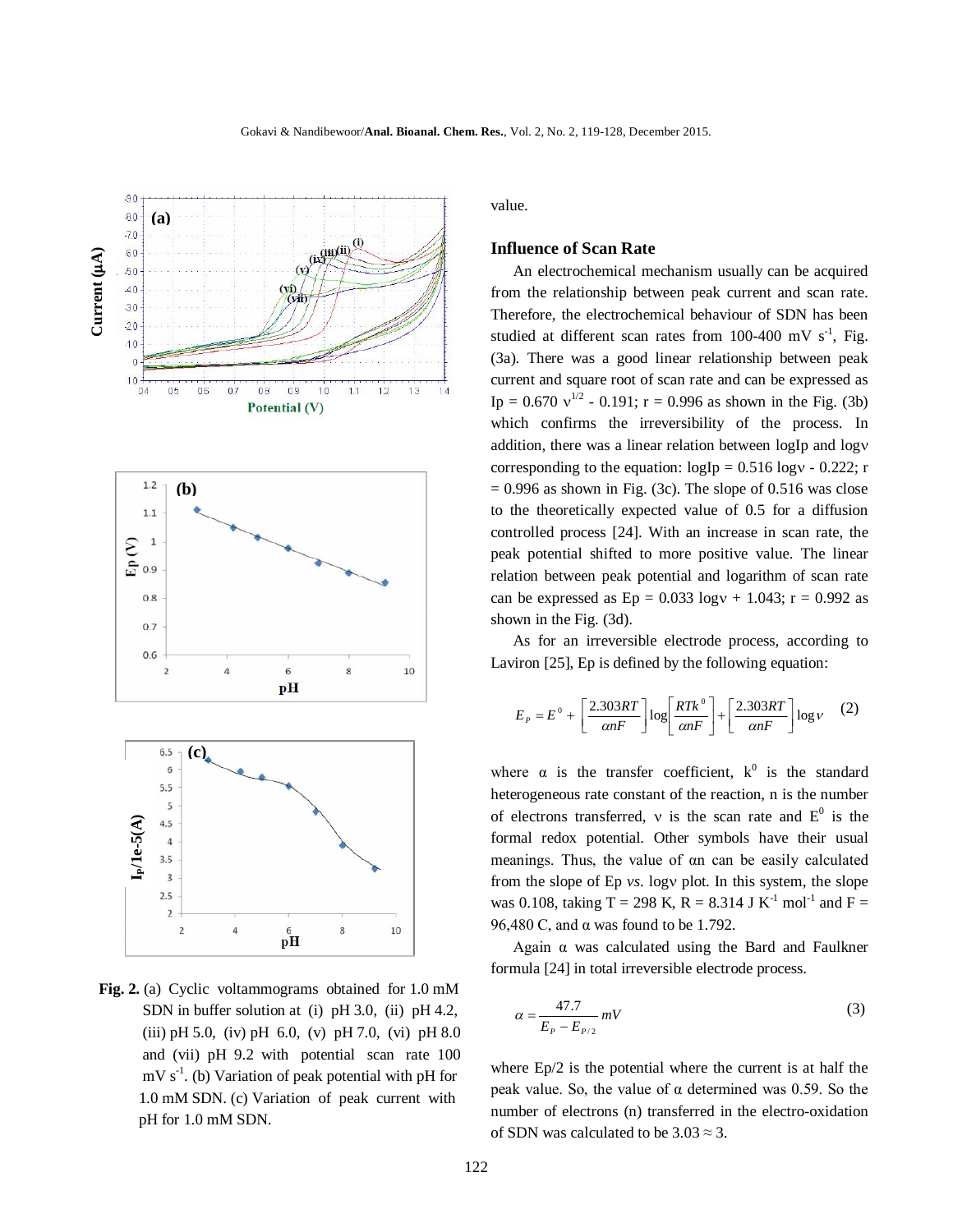value.

### Influence of Scan Rate

An electrochemical mechanism usually can be acquired from the relationship between peak current and scan rate. Therefore, the electrochemical behaviour of SDN has been studied at different scan rates from 100-400 mV $s^{-1}$, Fig. (3a). There was a good linear relationship between peak current and square root of scan rate and can be expressed as Ip = 0.670 $\nu^{1/2}$ - 0.191; r = 0.996 as shown in the Fig. (3b) which confirms the irreversibility of the process. In addition, there was a linear relation between logIp and logν corresponding to the equation: logIp = 0.516 logν - 0.222; r = 0.996 as shown in Fig. (3c). The slope of 0.516 was close to the theoretically expected value of 0.5 for a diffusion controlled process [24]. With an increase in scan rate, the peak potential shifted to more positive value. The linear relation between peak potential and logarithm of scan rate can be expressed as Ep = 0.033 logν + 1.043; r = 0.992 as shown in the Fig. (3d).

As for an irreversible electrode process, according to Laviron [25], Ep is defined by the following equation:

$$E_P = E^0 + \left[\frac{2.303RT}{\alpha nF}\right]\log\left[\frac{RTk^0}{\alpha nF}\right] + \left[\frac{2.303RT}{\alpha nF}\right]\log\nu \quad (2)$$

where α is the transfer coefficient, $k^0$ is the standard heterogeneous rate constant of the reaction, n is the number of electrons transferred, ν is the scan rate and $E^0$ is the formal redox potential. Other symbols have their usual meanings. Thus, the value of αn can be easily calculated from the slope of Ep *vs*. logν plot. In this system, the slope was 0.108, taking T = 298 K, R = 8.314 J $K^{-1}$ $mol^{-1}$ and F = 96,480 C, and α was found to be 1.792.

Again α was calculated using the Bard and Faulkner formula [24] in total irreversible electrode process.

$$\alpha = \frac{47.7}{E_P - E_{P/2}} mV \quad (3)$$

where Ep/2 is the potential where the current is at half the peak value. So, the value of α determined was 0.59. So the number of electrons (n) transferred in the electro-oxidation of SDN was calculated to be 3.03 ≈ 3.

**Fig. 2.** (a) Cyclic voltammograms obtained for 1.0 mM SDN in buffer solution at (i) pH 3.0, (ii) pH 4.2, (iii) pH 5.0, (iv) pH 6.0, (v) pH 7.0, (vi) pH 8.0 and (vii) pH 9.2 with potential scan rate 100 mV $s^{-1}$. (b) Variation of peak potential with pH for 1.0 mM SDN. (c) Variation of peak current with pH for 1.0 mM SDN.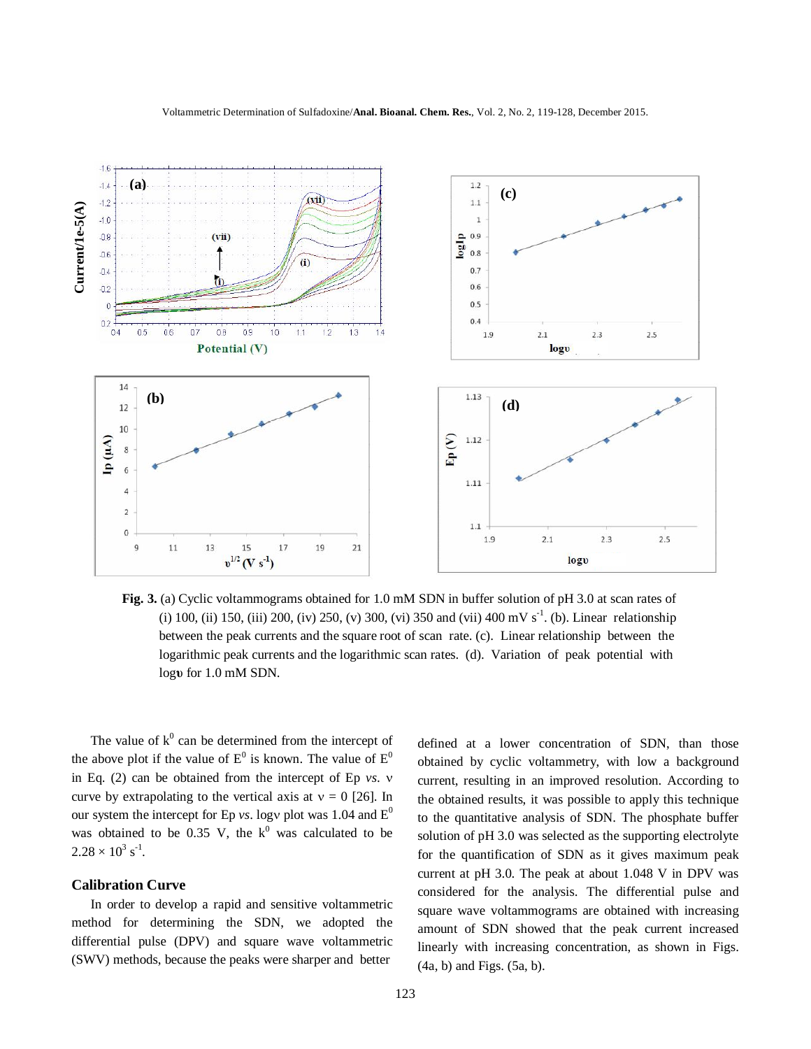**Fig. 3.** (a) Cyclic voltammograms obtained for 1.0 mM SDN in buffer solution of pH 3.0 at scan rates of (i) 100, (ii) 150, (iii) 200, (iv) 250, (v) 300, (vi) 350 and (vii) 400 mV $s^{-1}$. (b). Linear relationship between the peak currents and the square root of scan rate. (c). Linear relationship between the logarithmic peak currents and the logarithmic scan rates. (d). Variation of peak potential with log$\upsilon$ for 1.0 mM SDN.

The value of $k^0$ can be determined from the intercept of the above plot if the value of $E^0$ is known. The value of $E^0$ in Eq. (2) can be obtained from the intercept of Ep *vs*. ν curve by extrapolating to the vertical axis at ν = 0 [26]. In our system the intercept for Ep *vs*. logν plot was 1.04 and $E^0$ was obtained to be 0.35 V, the $k^0$ was calculated to be $2.28 \times 10^3$ $s^{-1}$.

### Calibration Curve

In order to develop a rapid and sensitive voltammetric method for determining the SDN, we adopted the differential pulse (DPV) and square wave voltammetric (SWV) methods, because the peaks were sharper and better defined at a lower concentration of SDN, than those obtained by cyclic voltammetry, with low a background current, resulting in an improved resolution. According to the obtained results, it was possible to apply this technique to the quantitative analysis of SDN. The phosphate buffer solution of pH 3.0 was selected as the supporting electrolyte for the quantification of SDN as it gives maximum peak current at pH 3.0. The peak at about 1.048 V in DPV was considered for the analysis. The differential pulse and square wave voltammograms are obtained with increasing amount of SDN showed that the peak current increased linearly with increasing concentration, as shown in Figs. (4a, b) and Figs. (5a, b).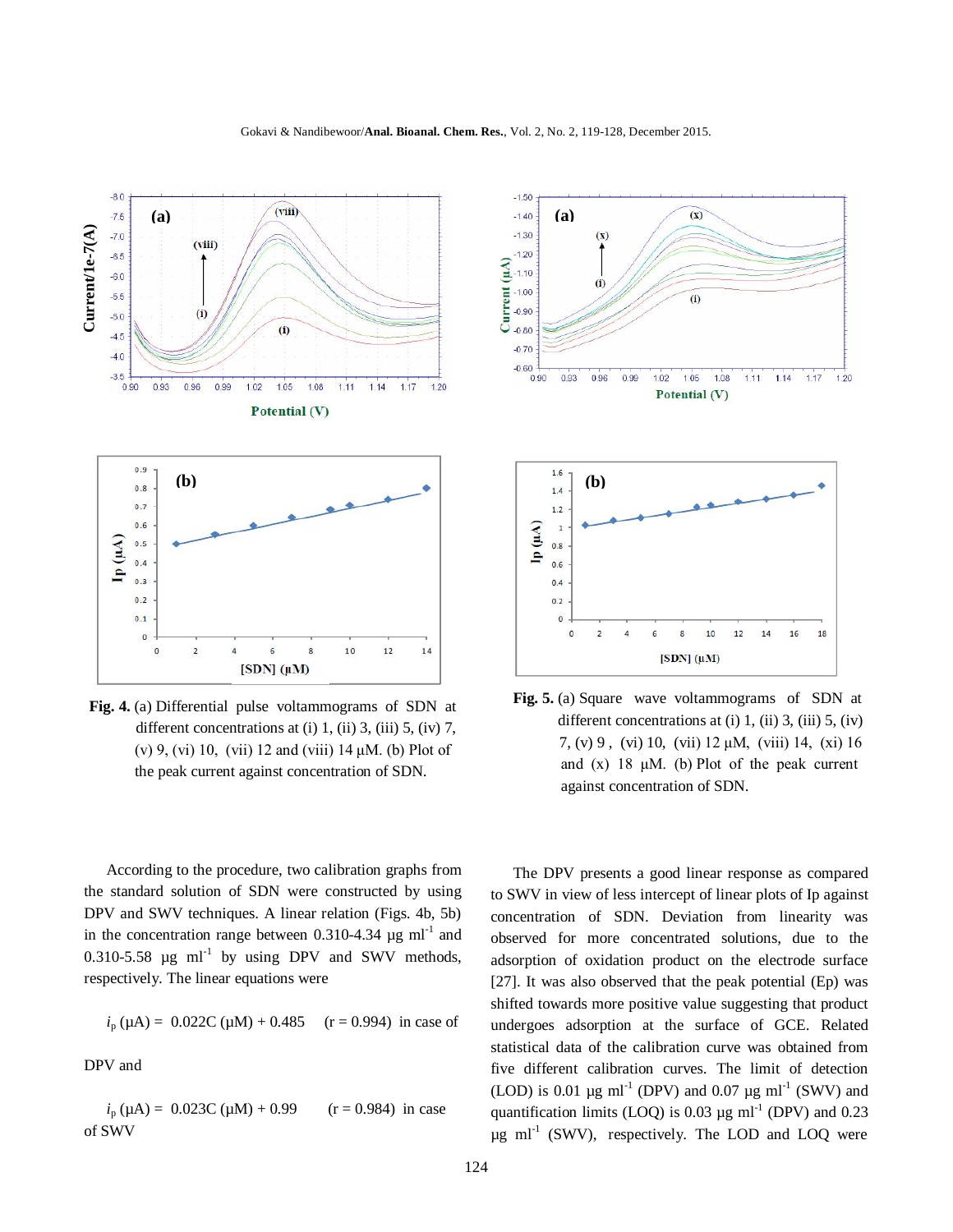**Fig. 4.** (a) Differential pulse voltammograms of SDN at different concentrations at (i) 1, (ii) 3, (iii) 5, (iv) 7, (v) 9, (vi) 10, (vii) 12 and (viii) 14 μM. (b) Plot of the peak current against concentration of SDN.

**Fig. 5.** (a) Square wave voltammograms of SDN at different concentrations at (i) 1, (ii) 3, (iii) 5, (iv) 7, (v) 9, (vi) 10, (vii) 12 μM, (viii) 14, (xi) 16 and (x) 18 μM. (b) Plot of the peak current against concentration of SDN.

According to the procedure, two calibration graphs from the standard solution of SDN were constructed by using DPV and SWV techniques. A linear relation (Figs. 4b, 5b) in the concentration range between 0.310-4.34 μg ml$^{-1}$ and 0.310-5.58 μg ml$^{-1}$ by using DPV and SWV methods, respectively. The linear equations were

$i_p$ (μA) = 0.022C (μM) + 0.485 (r = 0.994) in case of DPV and

$i_p$ (μA) = 0.023C (μM) + 0.99 (r = 0.984) in case of SWV

The DPV presents a good linear response as compared to SWV in view of less intercept of linear plots of Ip against concentration of SDN. Deviation from linearity was observed for more concentrated solutions, due to the adsorption of oxidation product on the electrode surface [27]. It was also observed that the peak potential (Ep) was shifted towards more positive value suggesting that product undergoes adsorption at the surface of GCE. Related statistical data of the calibration curve was obtained from five different calibration curves. The limit of detection (LOD) is 0.01 μg ml$^{-1}$ (DPV) and 0.07 μg ml$^{-1}$ (SWV) and quantification limits (LOQ) is 0.03 μg ml$^{-1}$ (DPV) and 0.23 μg ml$^{-1}$ (SWV), respectively. The LOD and LOQ were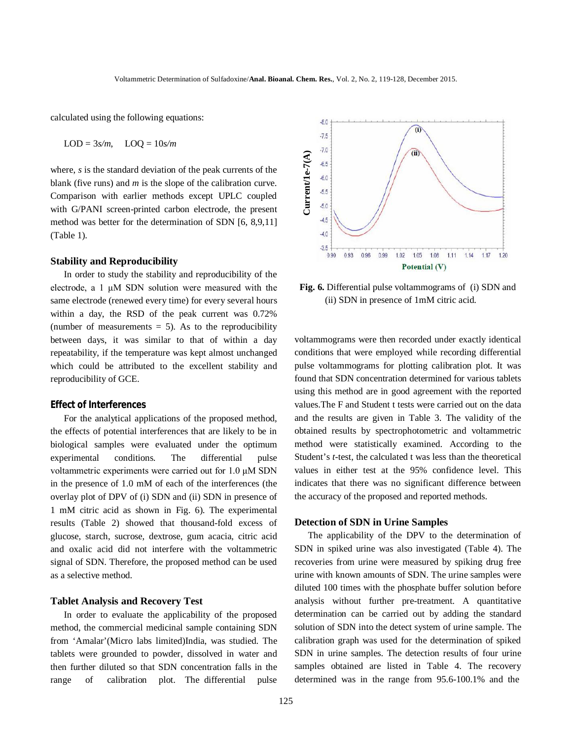calculated using the following equations:

$$LOD = 3s/m, \quad LOQ = 10s/m$$

where, $s$ is the standard deviation of the peak currents of the blank (five runs) and $m$ is the slope of the calibration curve. Comparison with earlier methods except UPLC coupled with G/PANI screen-printed carbon electrode, the present method was better for the determination of SDN [6, 8,9,11] (Table 1).

### Stability and Reproducibility

In order to study the stability and reproducibility of the electrode, a 1 μM SDN solution were measured with the same electrode (renewed every time) for every several hours within a day, the RSD of the peak current was 0.72% (number of measurements = 5). As to the reproducibility between days, it was similar to that of within a day repeatability, if the temperature was kept almost unchanged which could be attributed to the excellent stability and reproducibility of GCE.

### Effect of Interferences

For the analytical applications of the proposed method, the effects of potential interferences that are likely to be in biological samples were evaluated under the optimum experimental conditions. The differential pulse voltammetric experiments were carried out for 1.0 μM SDN in the presence of 1.0 mM of each of the interferences (the overlay plot of DPV of (i) SDN and (ii) SDN in presence of 1 mM citric acid as shown in Fig. 6). The experimental results (Table 2) showed that thousand-fold excess of glucose, starch, sucrose, dextrose, gum acacia, citric acid and oxalic acid did not interfere with the voltammetric signal of SDN. Therefore, the proposed method can be used as a selective method.

**Fig. 6.** Differential pulse voltammograms of (i) SDN and (ii) SDN in presence of 1mM citric acid.

### Tablet Analysis and Recovery Test

In order to evaluate the applicability of the proposed method, the commercial medicinal sample containing SDN from 'Amalar'(Micro labs limited)India, was studied. The tablets were grounded to powder, dissolved in water and then further diluted so that SDN concentration falls in the range of calibration plot. The differential pulse voltammograms were then recorded under exactly identical conditions that were employed while recording differential pulse voltammograms for plotting calibration plot. It was found that SDN concentration determined for various tablets using this method are in good agreement with the reported values.The F and Student t tests were carried out on the data and the results are given in Table 3. The validity of the obtained results by spectrophotometric and voltammetric method were statistically examined. According to the Student's *t*-test, the calculated t was less than the theoretical values in either test at the 95% confidence level. This indicates that there was no significant difference between the accuracy of the proposed and reported methods.

### Detection of SDN in Urine Samples

The applicability of the DPV to the determination of SDN in spiked urine was also investigated (Table 4). The recoveries from urine were measured by spiking drug free urine with known amounts of SDN. The urine samples were diluted 100 times with the phosphate buffer solution before analysis without further pre-treatment. A quantitative determination can be carried out by adding the standard solution of SDN into the detect system of urine sample. The calibration graph was used for the determination of spiked SDN in urine samples. The detection results of four urine samples obtained are listed in Table 4. The recovery determined was in the range from 95.6-100.1% and the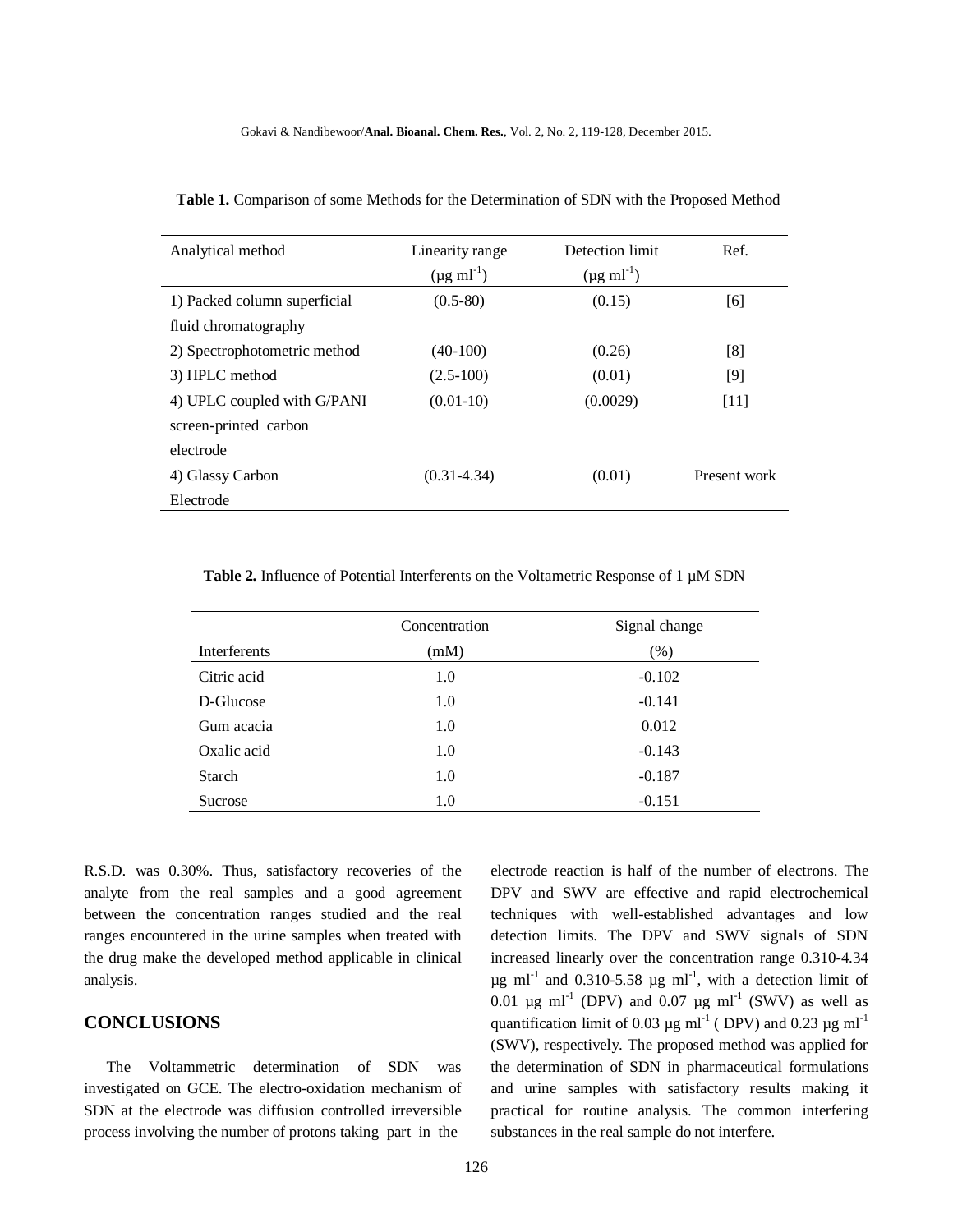**Table 1.** Comparison of some Methods for the Determination of SDN with the Proposed Method

| Analytical method | Linearity range ($\mu g\ ml^{-1}$) | Detection limit ($\mu g\ ml^{-1}$) | Ref. |
|---|---|---|---|
| 1) Packed column superficial fluid chromatography | (0.5-80) | (0.15) | [6] |
| 2) Spectrophotometric method | (40-100) | (0.26) | [8] |
| 3) HPLC method | (2.5-100) | (0.01) | [9] |
| 4) UPLC coupled with G/PANI screen-printed carbon electrode | (0.01-10) | (0.0029) | [11] |
| 4) Glassy Carbon Electrode | (0.31-4.34) | (0.01) | Present work |

**Table 2.** Influence of Potential Interferents on the Voltametric Response of 1 µM SDN

| Interferents | Concentration (mM) | Signal change (%) |
|---|---|---|
| Citric acid | 1.0 | -0.102 |
| D-Glucose | 1.0 | -0.141 |
| Gum acacia | 1.0 | 0.012 |
| Oxalic acid | 1.0 | -0.143 |
| Starch | 1.0 | -0.187 |
| Sucrose | 1.0 | -0.151 |

R.S.D. was 0.30%. Thus, satisfactory recoveries of the analyte from the real samples and a good agreement between the concentration ranges studied and the real ranges encountered in the urine samples when treated with the drug make the developed method applicable in clinical analysis.

## CONCLUSIONS

The Voltammetric determination of SDN was investigated on GCE. The electro-oxidation mechanism of SDN at the electrode was diffusion controlled irreversible process involving the number of protons taking part in the electrode reaction is half of the number of electrons. The DPV and SWV are effective and rapid electrochemical techniques with well-established advantages and low detection limits. The DPV and SWV signals of SDN increased linearly over the concentration range 0.310-4.34 $\mu g\ ml^{-1}$ and 0.310-5.58 $\mu g\ ml^{-1}$, with a detection limit of 0.01 $\mu g\ ml^{-1}$ (DPV) and 0.07 $\mu g\ ml^{-1}$ (SWV) as well as quantification limit of 0.03 $\mu g\ ml^{-1}$ ( DPV) and 0.23 $\mu g\ ml^{-1}$ (SWV), respectively. The proposed method was applied for the determination of SDN in pharmaceutical formulations and urine samples with satisfactory results making it practical for routine analysis. The common interfering substances in the real sample do not interfere.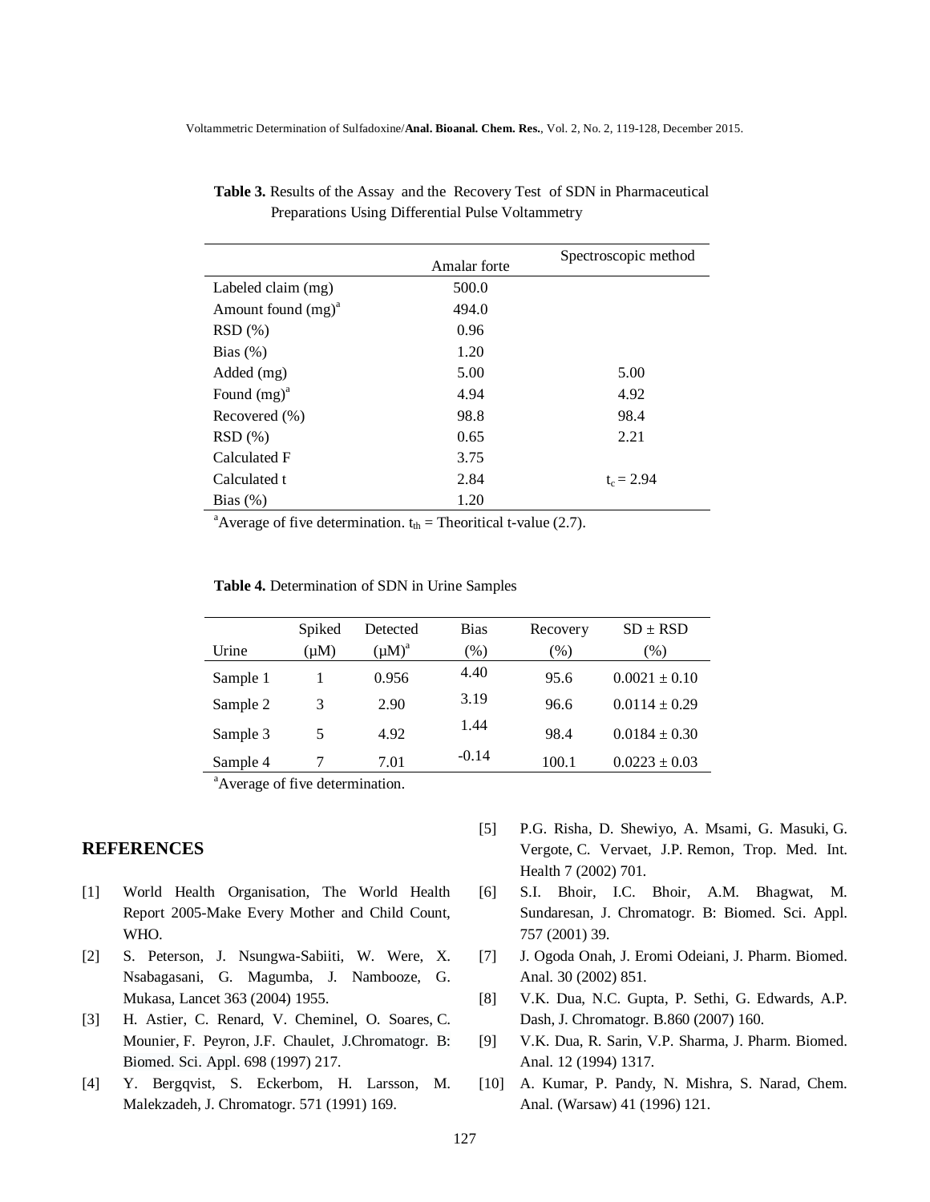**Table 3.** Results of the Assay and the Recovery Test of SDN in Pharmaceutical Preparations Using Differential Pulse Voltammetry

| | Amalar forte | Spectroscopic method |
|---|---|---|
| Labeled claim (mg) | 500.0 | |
| Amount found (mg)[a] | 494.0 | |
| RSD (%) | 0.96 | |
| Bias (%) | 1.20 | |
| Added (mg) | 5.00 | 5.00 |
| Found (mg)[a] | 4.94 | 4.92 |
| Recovered (%) | 98.8 | 98.4 |
| RSD (%) | 0.65 | 2.21 |
| Calculated F | 3.75 | |
| Calculated t | 2.84 | $t_c = 2.94$ |
| Bias (%) | 1.20 | |

[a]Average of five determination. $t_{th}$ = Theoritical t-value (2.7).

**Table 4.** Determination of SDN in Urine Samples

| Urine | Spiked (μM) | Detected (μM)[a] | Bias (%) | Recovery (%) | SD ± RSD (%) |
|---|---|---|---|---|---|
| Sample 1 | 1 | 0.956 | 4.40 | 95.6 | 0.0021 ± 0.10 |
| Sample 2 | 3 | 2.90 | 3.19 | 96.6 | 0.0114 ± 0.29 |
| Sample 3 | 5 | 4.92 | 1.44 | 98.4 | 0.0184 ± 0.30 |
| Sample 4 | 7 | 7.01 | -0.14 | 100.1 | 0.0223 ± 0.03 |

[a]Average of five determination.

## REFERENCES

[1] World Health Organisation, The World Health Report 2005-Make Every Mother and Child Count, WHO.

[2] S. Peterson, J. Nsungwa-Sabiiti, W. Were, X. Nsabagasani, G. Magumba, J. Nambooze, G. Mukasa, Lancet 363 (2004) 1955.

[3] H. Astier, C. Renard, V. Cheminel, O. Soares, C. Mounier, F. Peyron, J.F. Chaulet, J.Chromatogr. B: Biomed. Sci. Appl. 698 (1997) 217.

[4] Y. Bergqvist, S. Eckerbom, H. Larsson, M. Malekzadeh, J. Chromatogr. 571 (1991) 169.

[5] P.G. Risha, D. Shewiyo, A. Msami, G. Masuki, G. Vergote, C. Vervaet, J.P. Remon, Trop. Med. Int. Health 7 (2002) 701.

[6] S.I. Bhoir, I.C. Bhoir, A.M. Bhagwat, M. Sundaresan, J. Chromatogr. B: Biomed. Sci. Appl. 757 (2001) 39.

[7] J. Ogoda Onah, J. Eromi Odeiani, J. Pharm. Biomed. Anal. 30 (2002) 851.

[8] V.K. Dua, N.C. Gupta, P. Sethi, G. Edwards, A.P. Dash, J. Chromatogr. B.860 (2007) 160.

[9] V.K. Dua, R. Sarin, V.P. Sharma, J. Pharm. Biomed. Anal. 12 (1994) 1317.

[10] A. Kumar, P. Pandy, N. Mishra, S. Narad, Chem. Anal. (Warsaw) 41 (1996) 121.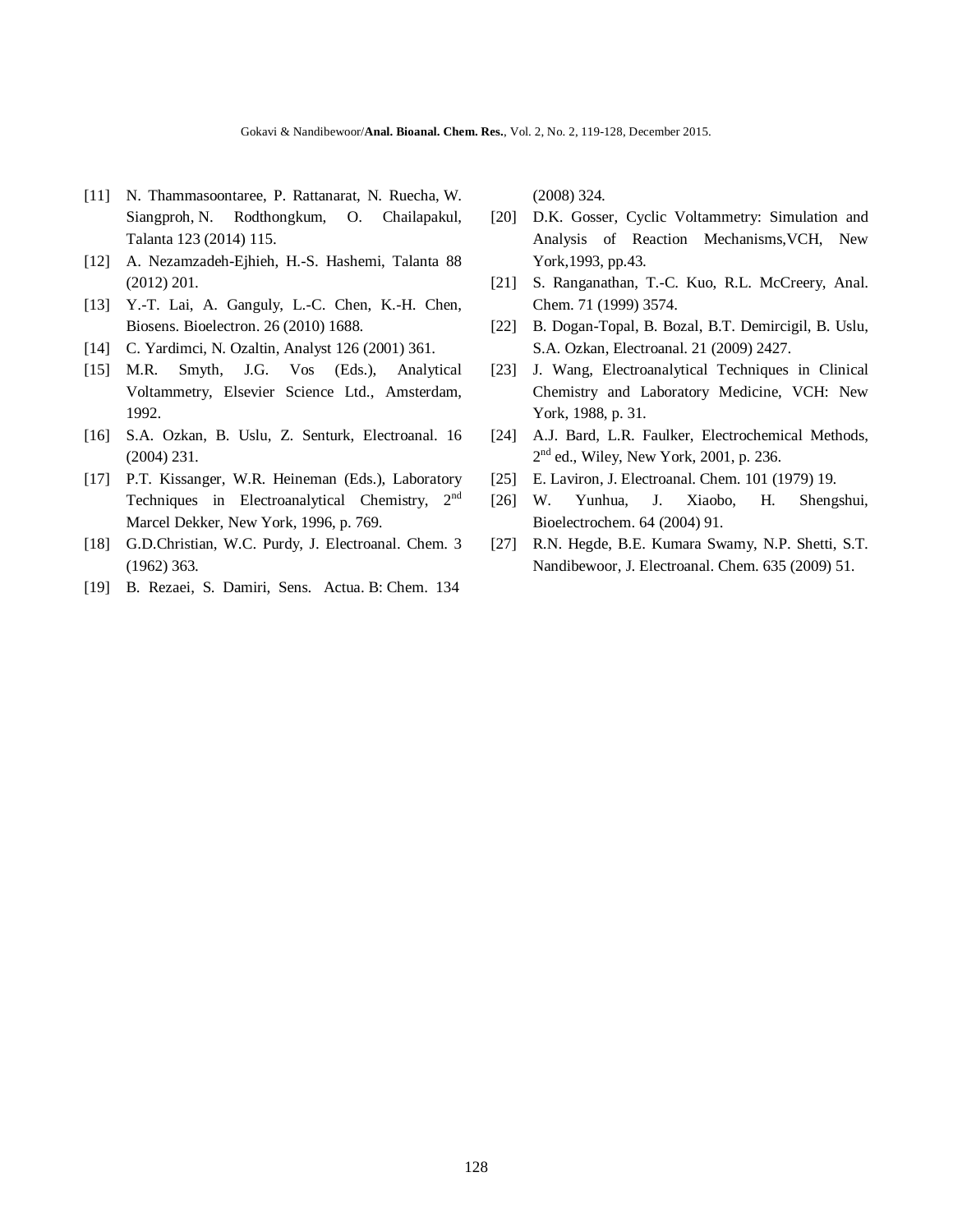[11] N. Thammasoontaree, P. Rattanarat, N. Ruecha, W. Siangproh, N. Rodthongkum, O. Chailapakul, Talanta 123 (2014) 115.

[12] A. Nezamzadeh-Ejhieh, H.-S. Hashemi, Talanta 88 (2012) 201.

[13] Y.-T. Lai, A. Ganguly, L.-C. Chen, K.-H. Chen, Biosens. Bioelectron. 26 (2010) 1688.

[14] C. Yardimci, N. Ozaltin, Analyst 126 (2001) 361.

[15] M.R. Smyth, J.G. Vos (Eds.), Analytical Voltammetry, Elsevier Science Ltd., Amsterdam, 1992.

[16] S.A. Ozkan, B. Uslu, Z. Senturk, Electroanal. 16 (2004) 231.

[17] P.T. Kissanger, W.R. Heineman (Eds.), Laboratory Techniques in Electroanalytical Chemistry, 2nd Marcel Dekker, New York, 1996, p. 769.

[18] G.D.Christian, W.C. Purdy, J. Electroanal. Chem. 3 (1962) 363.

[19] B. Rezaei, S. Damiri, Sens. Actua. B: Chem. 134 (2008) 324.

[20] D.K. Gosser, Cyclic Voltammetry: Simulation and Analysis of Reaction Mechanisms,VCH, New York,1993, pp.43.

[21] S. Ranganathan, T.-C. Kuo, R.L. McCreery, Anal. Chem. 71 (1999) 3574.

[22] B. Dogan-Topal, B. Bozal, B.T. Demircigil, B. Uslu, S.A. Ozkan, Electroanal. 21 (2009) 2427.

[23] J. Wang, Electroanalytical Techniques in Clinical Chemistry and Laboratory Medicine, VCH: New York, 1988, p. 31.

[24] A.J. Bard, L.R. Faulker, Electrochemical Methods, 2nd ed., Wiley, New York, 2001, p. 236.

[25] E. Laviron, J. Electroanal. Chem. 101 (1979) 19.

[26] W. Yunhua, J. Xiaobo, H. Shengshui, Bioelectrochem. 64 (2004) 91.

[27] R.N. Hegde, B.E. Kumara Swamy, N.P. Shetti, S.T. Nandibewoor, J. Electroanal. Chem. 635 (2009) 51.